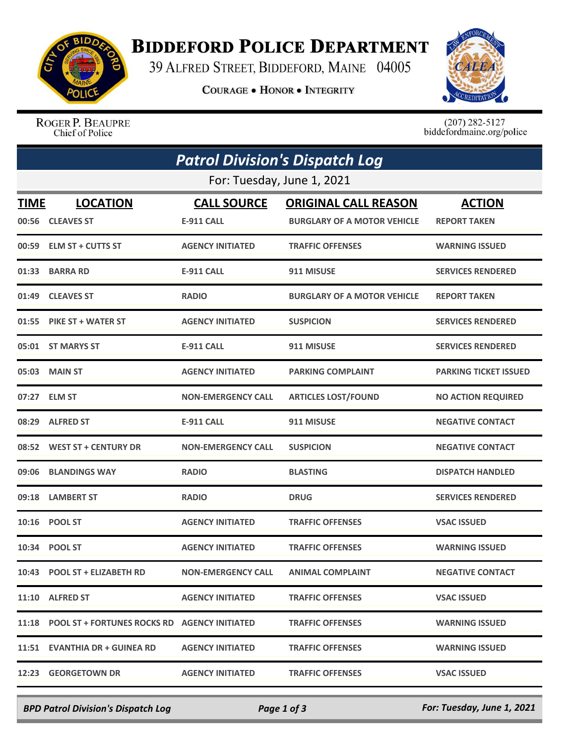# Biddeford Police Department

39 Alfred Street, Biddeford, Maine 04005

Courage • Honor • Integrity

Roger P. Beaupre
Chief of Police

(207) 282-5127
biddefordmaine.org/police

## *Patrol Division's Dispatch Log*

For: Tuesday, June 1, 2021

| TIME | LOCATION | CALL SOURCE | ORIGINAL CALL REASON | ACTION |
|---|---|---|---|---|
| 00:56 | CLEAVES ST | E-911 CALL | BURGLARY OF A MOTOR VEHICLE | REPORT TAKEN |
| 00:59 | ELM ST + CUTTS ST | AGENCY INITIATED | TRAFFIC OFFENSES | WARNING ISSUED |
| 01:33 | BARRA RD | E-911 CALL | 911 MISUSE | SERVICES RENDERED |
| 01:49 | CLEAVES ST | RADIO | BURGLARY OF A MOTOR VEHICLE | REPORT TAKEN |
| 01:55 | PIKE ST + WATER ST | AGENCY INITIATED | SUSPICION | SERVICES RENDERED |
| 05:01 | ST MARYS ST | E-911 CALL | 911 MISUSE | SERVICES RENDERED |
| 05:03 | MAIN ST | AGENCY INITIATED | PARKING COMPLAINT | PARKING TICKET ISSUED |
| 07:27 | ELM ST | NON-EMERGENCY CALL | ARTICLES LOST/FOUND | NO ACTION REQUIRED |
| 08:29 | ALFRED ST | E-911 CALL | 911 MISUSE | NEGATIVE CONTACT |
| 08:52 | WEST ST + CENTURY DR | NON-EMERGENCY CALL | SUSPICION | NEGATIVE CONTACT |
| 09:06 | BLANDINGS WAY | RADIO | BLASTING | DISPATCH HANDLED |
| 09:18 | LAMBERT ST | RADIO | DRUG | SERVICES RENDERED |
| 10:16 | POOL ST | AGENCY INITIATED | TRAFFIC OFFENSES | VSAC ISSUED |
| 10:34 | POOL ST | AGENCY INITIATED | TRAFFIC OFFENSES | WARNING ISSUED |
| 10:43 | POOL ST + ELIZABETH RD | NON-EMERGENCY CALL | ANIMAL COMPLAINT | NEGATIVE CONTACT |
| 11:10 | ALFRED ST | AGENCY INITIATED | TRAFFIC OFFENSES | VSAC ISSUED |
| 11:18 | POOL ST + FORTUNES ROCKS RD | AGENCY INITIATED | TRAFFIC OFFENSES | WARNING ISSUED |
| 11:51 | EVANTHIA DR + GUINEA RD | AGENCY INITIATED | TRAFFIC OFFENSES | WARNING ISSUED |
| 12:23 | GEORGETOWN DR | AGENCY INITIATED | TRAFFIC OFFENSES | VSAC ISSUED |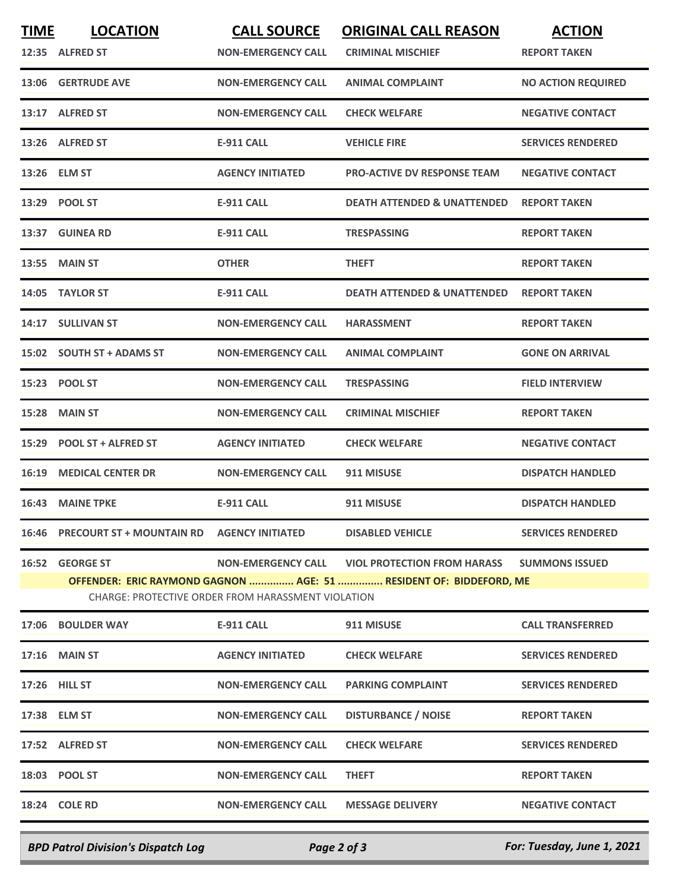| TIME | LOCATION | CALL SOURCE | ORIGINAL CALL REASON | ACTION |
|---|---|---|---|---|
| 12:35 | ALFRED ST | NON-EMERGENCY CALL | CRIMINAL MISCHIEF | REPORT TAKEN |
| 13:06 | GERTRUDE AVE | NON-EMERGENCY CALL | ANIMAL COMPLAINT | NO ACTION REQUIRED |
| 13:17 | ALFRED ST | NON-EMERGENCY CALL | CHECK WELFARE | NEGATIVE CONTACT |
| 13:26 | ALFRED ST | E-911 CALL | VEHICLE FIRE | SERVICES RENDERED |
| 13:26 | ELM ST | AGENCY INITIATED | PRO-ACTIVE DV RESPONSE TEAM | NEGATIVE CONTACT |
| 13:29 | POOL ST | E-911 CALL | DEATH ATTENDED & UNATTENDED | REPORT TAKEN |
| 13:37 | GUINEA RD | E-911 CALL | TRESPASSING | REPORT TAKEN |
| 13:55 | MAIN ST | OTHER | THEFT | REPORT TAKEN |
| 14:05 | TAYLOR ST | E-911 CALL | DEATH ATTENDED & UNATTENDED | REPORT TAKEN |
| 14:17 | SULLIVAN ST | NON-EMERGENCY CALL | HARASSMENT | REPORT TAKEN |
| 15:02 | SOUTH ST + ADAMS ST | NON-EMERGENCY CALL | ANIMAL COMPLAINT | GONE ON ARRIVAL |
| 15:23 | POOL ST | NON-EMERGENCY CALL | TRESPASSING | FIELD INTERVIEW |
| 15:28 | MAIN ST | NON-EMERGENCY CALL | CRIMINAL MISCHIEF | REPORT TAKEN |
| 15:29 | POOL ST + ALFRED ST | AGENCY INITIATED | CHECK WELFARE | NEGATIVE CONTACT |
| 16:19 | MEDICAL CENTER DR | NON-EMERGENCY CALL | 911 MISUSE | DISPATCH HANDLED |
| 16:43 | MAINE TPKE | E-911 CALL | 911 MISUSE | DISPATCH HANDLED |
| 16:46 | PRECOURT ST + MOUNTAIN RD | AGENCY INITIATED | DISABLED VEHICLE | SERVICES RENDERED |
| 16:52 | GEORGE ST | NON-EMERGENCY CALL | VIOL PROTECTION FROM HARASS | SUMMONS ISSUED |
| | OFFENDER: ERIC RAYMOND GAGNON ............... AGE: 51 ............... RESIDENT OF: BIDDEFORD, ME<br>CHARGE: PROTECTIVE ORDER FROM HARASSMENT VIOLATION | | | |
| 17:06 | BOULDER WAY | E-911 CALL | 911 MISUSE | CALL TRANSFERRED |
| 17:16 | MAIN ST | AGENCY INITIATED | CHECK WELFARE | SERVICES RENDERED |
| 17:26 | HILL ST | NON-EMERGENCY CALL | PARKING COMPLAINT | SERVICES RENDERED |
| 17:38 | ELM ST | NON-EMERGENCY CALL | DISTURBANCE / NOISE | REPORT TAKEN |
| 17:52 | ALFRED ST | NON-EMERGENCY CALL | CHECK WELFARE | SERVICES RENDERED |
| 18:03 | POOL ST | NON-EMERGENCY CALL | THEFT | REPORT TAKEN |
| 18:24 | COLE RD | NON-EMERGENCY CALL | MESSAGE DELIVERY | NEGATIVE CONTACT |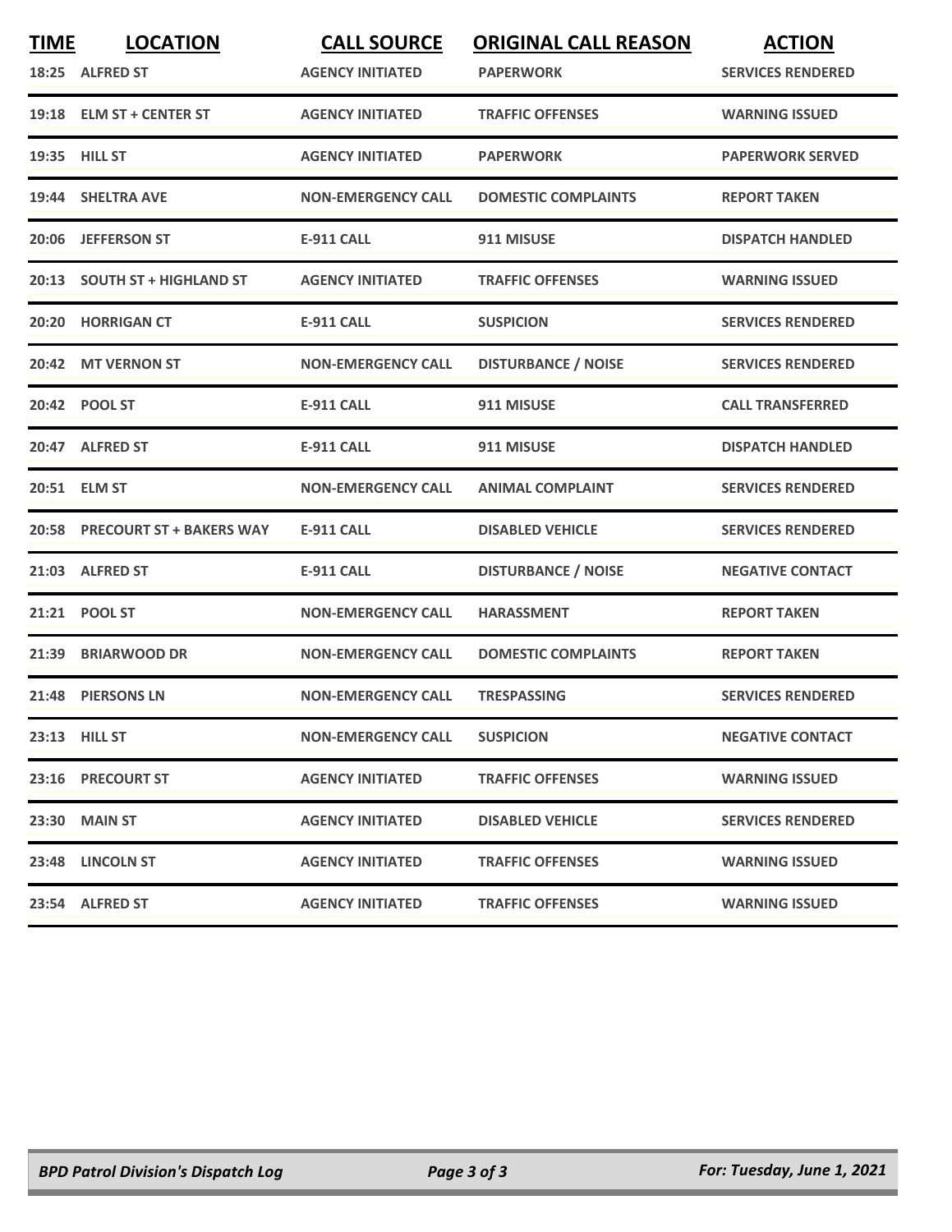| TIME | LOCATION | CALL SOURCE | ORIGINAL CALL REASON | ACTION |
|---|---|---|---|---|
| 18:25 | ALFRED ST | AGENCY INITIATED | PAPERWORK | SERVICES RENDERED |
| 19:18 | ELM ST + CENTER ST | AGENCY INITIATED | TRAFFIC OFFENSES | WARNING ISSUED |
| 19:35 | HILL ST | AGENCY INITIATED | PAPERWORK | PAPERWORK SERVED |
| 19:44 | SHELTRA AVE | NON-EMERGENCY CALL | DOMESTIC COMPLAINTS | REPORT TAKEN |
| 20:06 | JEFFERSON ST | E-911 CALL | 911 MISUSE | DISPATCH HANDLED |
| 20:13 | SOUTH ST + HIGHLAND ST | AGENCY INITIATED | TRAFFIC OFFENSES | WARNING ISSUED |
| 20:20 | HORRIGAN CT | E-911 CALL | SUSPICION | SERVICES RENDERED |
| 20:42 | MT VERNON ST | NON-EMERGENCY CALL | DISTURBANCE / NOISE | SERVICES RENDERED |
| 20:42 | POOL ST | E-911 CALL | 911 MISUSE | CALL TRANSFERRED |
| 20:47 | ALFRED ST | E-911 CALL | 911 MISUSE | DISPATCH HANDLED |
| 20:51 | ELM ST | NON-EMERGENCY CALL | ANIMAL COMPLAINT | SERVICES RENDERED |
| 20:58 | PRECOURT ST + BAKERS WAY | E-911 CALL | DISABLED VEHICLE | SERVICES RENDERED |
| 21:03 | ALFRED ST | E-911 CALL | DISTURBANCE / NOISE | NEGATIVE CONTACT |
| 21:21 | POOL ST | NON-EMERGENCY CALL | HARASSMENT | REPORT TAKEN |
| 21:39 | BRIARWOOD DR | NON-EMERGENCY CALL | DOMESTIC COMPLAINTS | REPORT TAKEN |
| 21:48 | PIERSONS LN | NON-EMERGENCY CALL | TRESPASSING | SERVICES RENDERED |
| 23:13 | HILL ST | NON-EMERGENCY CALL | SUSPICION | NEGATIVE CONTACT |
| 23:16 | PRECOURT ST | AGENCY INITIATED | TRAFFIC OFFENSES | WARNING ISSUED |
| 23:30 | MAIN ST | AGENCY INITIATED | DISABLED VEHICLE | SERVICES RENDERED |
| 23:48 | LINCOLN ST | AGENCY INITIATED | TRAFFIC OFFENSES | WARNING ISSUED |
| 23:54 | ALFRED ST | AGENCY INITIATED | TRAFFIC OFFENSES | WARNING ISSUED |